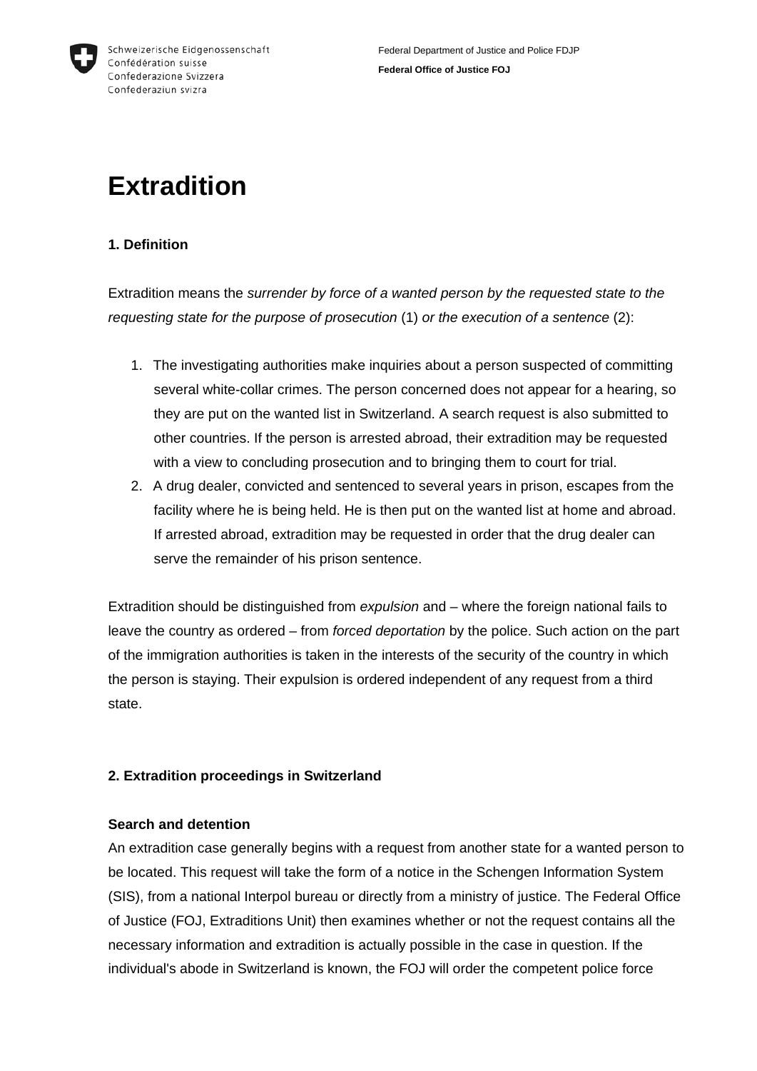# Extradition

## 1. Definition

Extradition means the *surrender by force of a wanted person by the requested state to the requesting state for the purpose of prosecution* (1) *or the execution of a sentence* (2):

1. The investigating authorities make inquiries about a person suspected of committing several white-collar crimes. The person concerned does not appear for a hearing, so they are put on the wanted list in Switzerland. A search request is also submitted to other countries. If the person is arrested abroad, their extradition may be requested with a view to concluding prosecution and to bringing them to court for trial.
2. A drug dealer, convicted and sentenced to several years in prison, escapes from the facility where he is being held. He is then put on the wanted list at home and abroad. If arrested abroad, extradition may be requested in order that the drug dealer can serve the remainder of his prison sentence.

Extradition should be distinguished from *expulsion* and – where the foreign national fails to leave the country as ordered – from *forced deportation* by the police. Such action on the part of the immigration authorities is taken in the interests of the security of the country in which the person is staying. Their expulsion is ordered independent of any request from a third state.

## 2. Extradition proceedings in Switzerland

### Search and detention

An extradition case generally begins with a request from another state for a wanted person to be located. This request will take the form of a notice in the Schengen Information System (SIS), from a national Interpol bureau or directly from a ministry of justice. The Federal Office of Justice (FOJ, Extraditions Unit) then examines whether or not the request contains all the necessary information and extradition is actually possible in the case in question. If the individual's abode in Switzerland is known, the FOJ will order the competent police force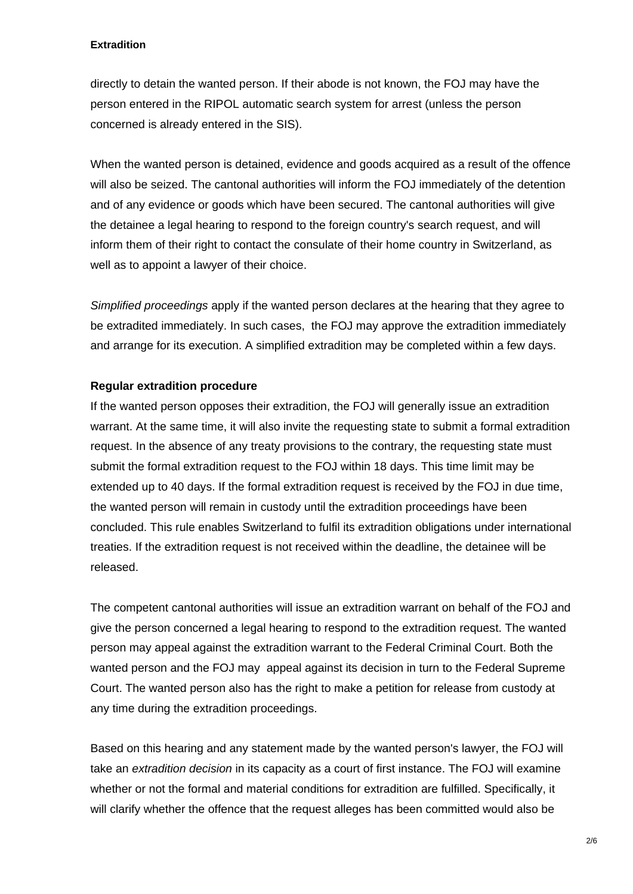directly to detain the wanted person. If their abode is not known, the FOJ may have the person entered in the RIPOL automatic search system for arrest (unless the person concerned is already entered in the SIS).

When the wanted person is detained, evidence and goods acquired as a result of the offence will also be seized. The cantonal authorities will inform the FOJ immediately of the detention and of any evidence or goods which have been secured. The cantonal authorities will give the detainee a legal hearing to respond to the foreign country's search request, and will inform them of their right to contact the consulate of their home country in Switzerland, as well as to appoint a lawyer of their choice.

*Simplified proceedings* apply if the wanted person declares at the hearing that they agree to be extradited immediately. In such cases, the FOJ may approve the extradition immediately and arrange for its execution. A simplified extradition may be completed within a few days.

**Regular extradition procedure**

If the wanted person opposes their extradition, the FOJ will generally issue an extradition warrant. At the same time, it will also invite the requesting state to submit a formal extradition request. In the absence of any treaty provisions to the contrary, the requesting state must submit the formal extradition request to the FOJ within 18 days. This time limit may be extended up to 40 days. If the formal extradition request is received by the FOJ in due time, the wanted person will remain in custody until the extradition proceedings have been concluded. This rule enables Switzerland to fulfil its extradition obligations under international treaties. If the extradition request is not received within the deadline, the detainee will be released.

The competent cantonal authorities will issue an extradition warrant on behalf of the FOJ and give the person concerned a legal hearing to respond to the extradition request. The wanted person may appeal against the extradition warrant to the Federal Criminal Court. Both the wanted person and the FOJ may appeal against its decision in turn to the Federal Supreme Court. The wanted person also has the right to make a petition for release from custody at any time during the extradition proceedings.

Based on this hearing and any statement made by the wanted person's lawyer, the FOJ will take an *extradition decision* in its capacity as a court of first instance. The FOJ will examine whether or not the formal and material conditions for extradition are fulfilled. Specifically, it will clarify whether the offence that the request alleges has been committed would also be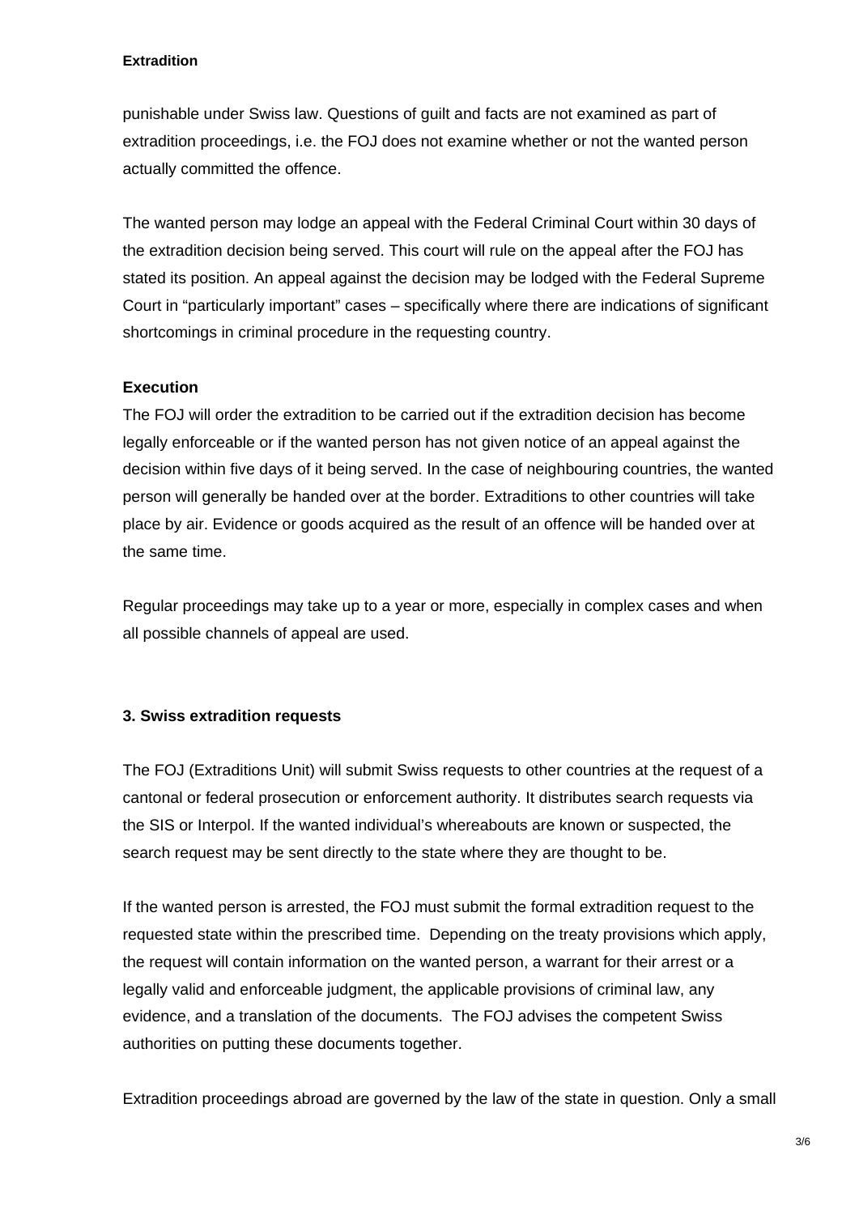punishable under Swiss law. Questions of guilt and facts are not examined as part of extradition proceedings, i.e. the FOJ does not examine whether or not the wanted person actually committed the offence.

The wanted person may lodge an appeal with the Federal Criminal Court within 30 days of the extradition decision being served. This court will rule on the appeal after the FOJ has stated its position. An appeal against the decision may be lodged with the Federal Supreme Court in "particularly important" cases – specifically where there are indications of significant shortcomings in criminal procedure in the requesting country.

**Execution**

The FOJ will order the extradition to be carried out if the extradition decision has become legally enforceable or if the wanted person has not given notice of an appeal against the decision within five days of it being served. In the case of neighbouring countries, the wanted person will generally be handed over at the border. Extraditions to other countries will take place by air. Evidence or goods acquired as the result of an offence will be handed over at the same time.

Regular proceedings may take up to a year or more, especially in complex cases and when all possible channels of appeal are used.

## 3. Swiss extradition requests

The FOJ (Extraditions Unit) will submit Swiss requests to other countries at the request of a cantonal or federal prosecution or enforcement authority. It distributes search requests via the SIS or Interpol. If the wanted individual's whereabouts are known or suspected, the search request may be sent directly to the state where they are thought to be.

If the wanted person is arrested, the FOJ must submit the formal extradition request to the requested state within the prescribed time. Depending on the treaty provisions which apply, the request will contain information on the wanted person, a warrant for their arrest or a legally valid and enforceable judgment, the applicable provisions of criminal law, any evidence, and a translation of the documents. The FOJ advises the competent Swiss authorities on putting these documents together.

Extradition proceedings abroad are governed by the law of the state in question. Only a small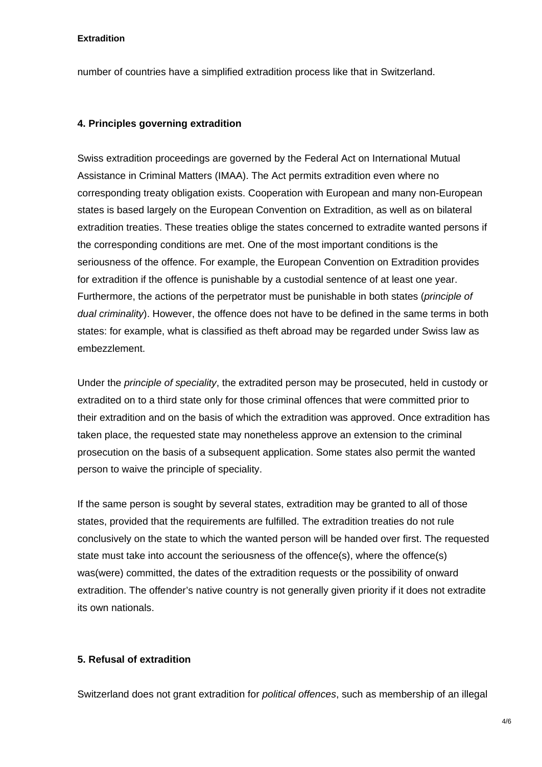number of countries have a simplified extradition process like that in Switzerland.

## 4. Principles governing extradition

Swiss extradition proceedings are governed by the Federal Act on International Mutual Assistance in Criminal Matters (IMAA). The Act permits extradition even where no corresponding treaty obligation exists. Cooperation with European and many non-European states is based largely on the European Convention on Extradition, as well as on bilateral extradition treaties. These treaties oblige the states concerned to extradite wanted persons if the corresponding conditions are met. One of the most important conditions is the seriousness of the offence. For example, the European Convention on Extradition provides for extradition if the offence is punishable by a custodial sentence of at least one year. Furthermore, the actions of the perpetrator must be punishable in both states (*principle of dual criminality*). However, the offence does not have to be defined in the same terms in both states: for example, what is classified as theft abroad may be regarded under Swiss law as embezzlement.

Under the *principle of speciality*, the extradited person may be prosecuted, held in custody or extradited on to a third state only for those criminal offences that were committed prior to their extradition and on the basis of which the extradition was approved. Once extradition has taken place, the requested state may nonetheless approve an extension to the criminal prosecution on the basis of a subsequent application. Some states also permit the wanted person to waive the principle of speciality.

If the same person is sought by several states, extradition may be granted to all of those states, provided that the requirements are fulfilled. The extradition treaties do not rule conclusively on the state to which the wanted person will be handed over first. The requested state must take into account the seriousness of the offence(s), where the offence(s) was(were) committed, the dates of the extradition requests or the possibility of onward extradition. The offender's native country is not generally given priority if it does not extradite its own nationals.

## 5. Refusal of extradition

Switzerland does not grant extradition for *political offences*, such as membership of an illegal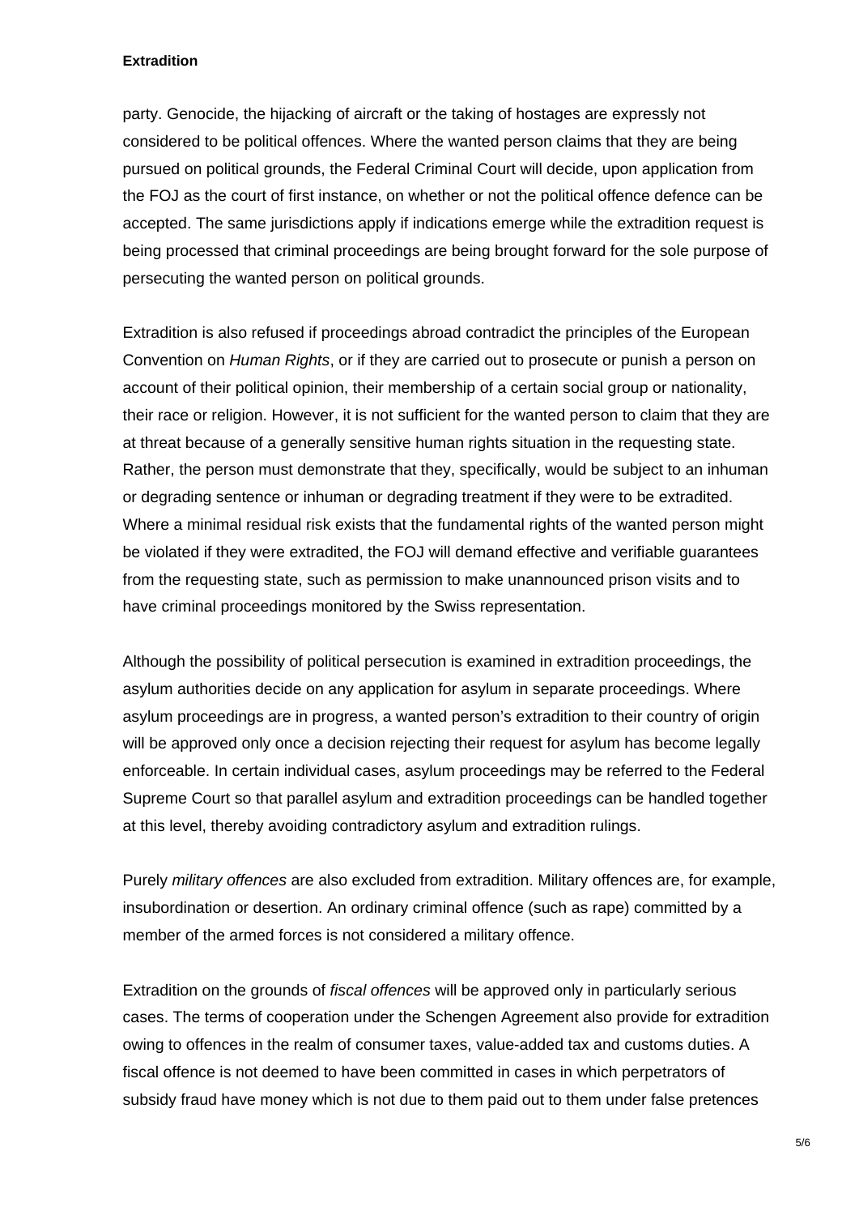party. Genocide, the hijacking of aircraft or the taking of hostages are expressly not considered to be political offences. Where the wanted person claims that they are being pursued on political grounds, the Federal Criminal Court will decide, upon application from the FOJ as the court of first instance, on whether or not the political offence defence can be accepted. The same jurisdictions apply if indications emerge while the extradition request is being processed that criminal proceedings are being brought forward for the sole purpose of persecuting the wanted person on political grounds.

Extradition is also refused if proceedings abroad contradict the principles of the European Convention on *Human Rights*, or if they are carried out to prosecute or punish a person on account of their political opinion, their membership of a certain social group or nationality, their race or religion. However, it is not sufficient for the wanted person to claim that they are at threat because of a generally sensitive human rights situation in the requesting state. Rather, the person must demonstrate that they, specifically, would be subject to an inhuman or degrading sentence or inhuman or degrading treatment if they were to be extradited. Where a minimal residual risk exists that the fundamental rights of the wanted person might be violated if they were extradited, the FOJ will demand effective and verifiable guarantees from the requesting state, such as permission to make unannounced prison visits and to have criminal proceedings monitored by the Swiss representation.

Although the possibility of political persecution is examined in extradition proceedings, the asylum authorities decide on any application for asylum in separate proceedings. Where asylum proceedings are in progress, a wanted person's extradition to their country of origin will be approved only once a decision rejecting their request for asylum has become legally enforceable. In certain individual cases, asylum proceedings may be referred to the Federal Supreme Court so that parallel asylum and extradition proceedings can be handled together at this level, thereby avoiding contradictory asylum and extradition rulings.

Purely *military offences* are also excluded from extradition. Military offences are, for example, insubordination or desertion. An ordinary criminal offence (such as rape) committed by a member of the armed forces is not considered a military offence.

Extradition on the grounds of *fiscal offences* will be approved only in particularly serious cases. The terms of cooperation under the Schengen Agreement also provide for extradition owing to offences in the realm of consumer taxes, value-added tax and customs duties. A fiscal offence is not deemed to have been committed in cases in which perpetrators of subsidy fraud have money which is not due to them paid out to them under false pretences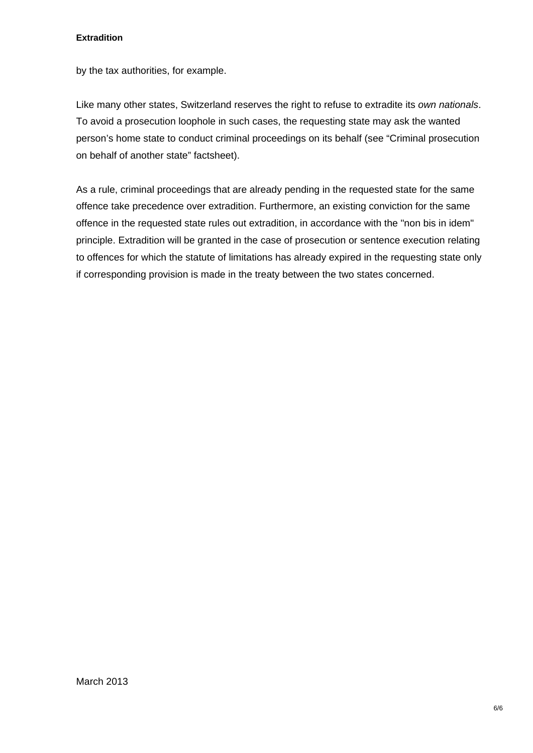by the tax authorities, for example.

Like many other states, Switzerland reserves the right to refuse to extradite its *own nationals*. To avoid a prosecution loophole in such cases, the requesting state may ask the wanted person's home state to conduct criminal proceedings on its behalf (see "Criminal prosecution on behalf of another state" factsheet).

As a rule, criminal proceedings that are already pending in the requested state for the same offence take precedence over extradition. Furthermore, an existing conviction for the same offence in the requested state rules out extradition, in accordance with the "non bis in idem" principle. Extradition will be granted in the case of prosecution or sentence execution relating to offences for which the statute of limitations has already expired in the requesting state only if corresponding provision is made in the treaty between the two states concerned.

March 2013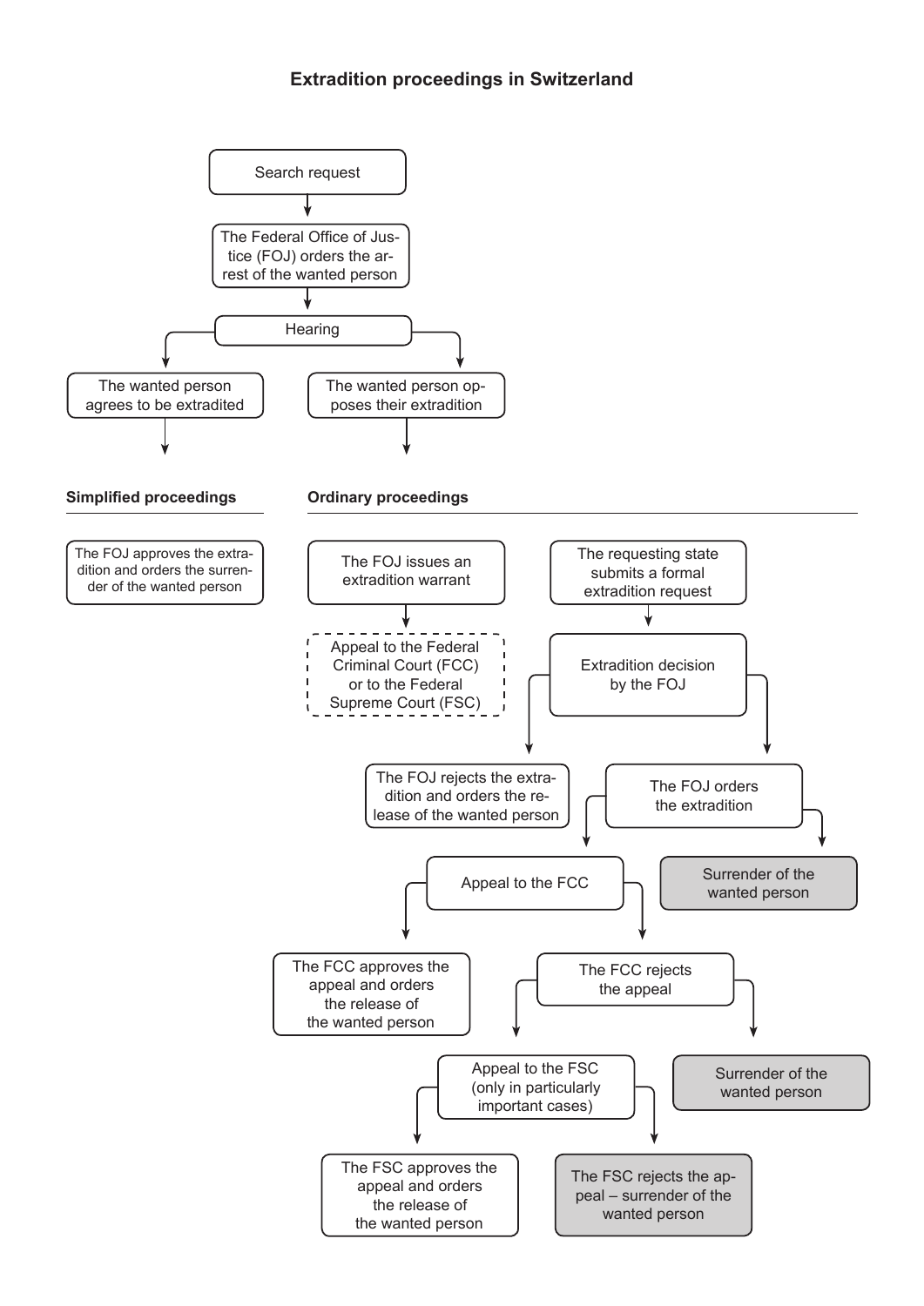# Extradition proceedings in Switzerland

Search request

The Federal Office of Justice (FOJ) orders the arrest of the wanted person

Hearing

The wanted person agrees to be extradited

The wanted person opposes their extradition

**Simplified proceedings**

The FOJ approves the extradition and orders the surrender of the wanted person

**Ordinary proceedings**

The FOJ issues an extradition warrant

Appeal to the Federal Criminal Court (FCC) or to the Federal Supreme Court (FSC)

The requesting state submits a formal extradition request

Extradition decision by the FOJ

The FOJ rejects the extradition and orders the release of the wanted person

The FOJ orders the extradition

Appeal to the FCC

Surrender of the wanted person

The FCC approves the appeal and orders the release of the wanted person

The FCC rejects the appeal

Appeal to the FSC (only in particularly important cases)

Surrender of the wanted person

The FSC approves the appeal and orders the release of the wanted person

The FSC rejects the appeal – surrender of the wanted person